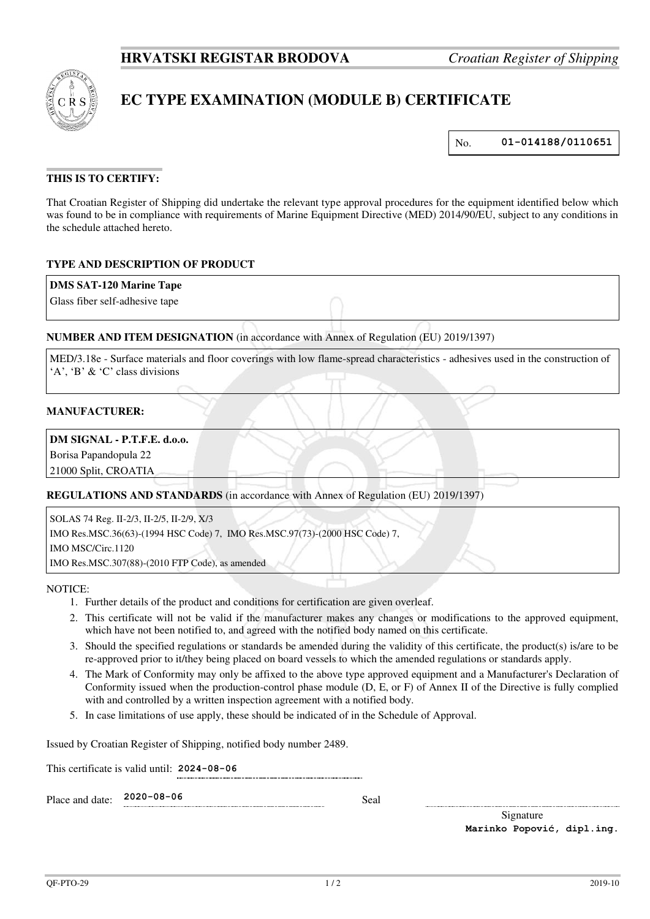**HRVATSKI REGISTAR BRODOVA** *Croatian Register of Shipping*

# EC TYPE EXAMINATION (MODULE B) CERTIFICATE

No. **01-014188/0110651**

### THIS IS TO CERTIFY:

That Croatian Register of Shipping did undertake the relevant type approval procedures for the equipment identified below which was found to be in compliance with requirements of Marine Equipment Directive (MED) 2014/90/EU, subject to any conditions in the schedule attached hereto.

### TYPE AND DESCRIPTION OF PRODUCT

**DMS SAT-120 Marine Tape**
Glass fiber self-adhesive tape

### NUMBER AND ITEM DESIGNATION (in accordance with Annex of Regulation (EU) 2019/1397)

MED/3.18e - Surface materials and floor coverings with low flame-spread characteristics - adhesives used in the construction of 'A', 'B' & 'C' class divisions

### MANUFACTURER:

**DM SIGNAL - P.T.F.E. d.o.o.**
Borisa Papandopula 22
21000 Split, CROATIA

### REGULATIONS AND STANDARDS (in accordance with Annex of Regulation (EU) 2019/1397)

SOLAS 74 Reg. II-2/3, II-2/5, II-2/9, X/3
IMO Res.MSC.36(63)-(1994 HSC Code) 7, IMO Res.MSC.97(73)-(2000 HSC Code) 7,
IMO MSC/Circ.1120
IMO Res.MSC.307(88)-(2010 FTP Code), as amended

NOTICE:

1. Further details of the product and conditions for certification are given overleaf.
2. This certificate will not be valid if the manufacturer makes any changes or modifications to the approved equipment, which have not been notified to, and agreed with the notified body named on this certificate.
3. Should the specified regulations or standards be amended during the validity of this certificate, the product(s) is/are to be re-approved prior to it/they being placed on board vessels to which the amended regulations or standards apply.
4. The Mark of Conformity may only be affixed to the above type approved equipment and a Manufacturer's Declaration of Conformity issued when the production-control phase module (D, E, or F) of Annex II of the Directive is fully complied with and controlled by a written inspection agreement with a notified body.
5. In case limitations of use apply, these should be indicated of in the Schedule of Approval.

Issued by Croatian Register of Shipping, notified body number 2489.

This certificate is valid until: **2024-08-06**

Place and date: **2020-08-06**

Seal

Signature
**Marinko Popović, dipl.ing.**

QF-PTO-29 2019-10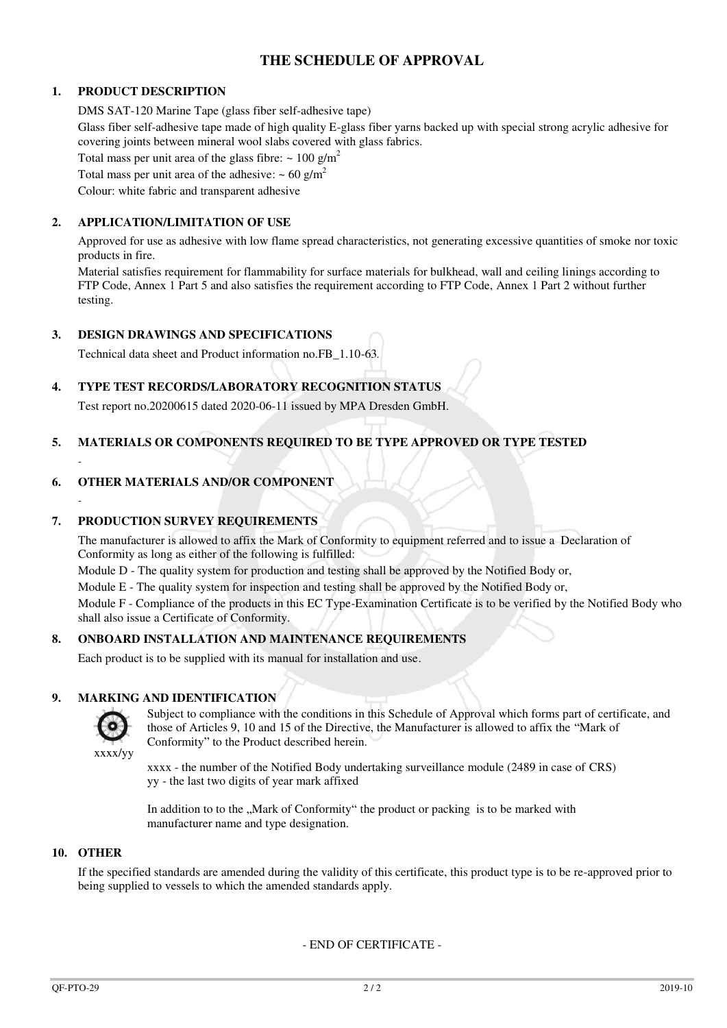# THE SCHEDULE OF APPROVAL

## 1. PRODUCT DESCRIPTION

DMS SAT-120 Marine Tape (glass fiber self-adhesive tape)

Glass fiber self-adhesive tape made of high quality E-glass fiber yarns backed up with special strong acrylic adhesive for covering joints between mineral wool slabs covered with glass fabrics.

Total mass per unit area of the glass fibre: ~ 100 g/m$^2$

Total mass per unit area of the adhesive: ~ 60 g/m$^2$

Colour: white fabric and transparent adhesive

## 2. APPLICATION/LIMITATION OF USE

Approved for use as adhesive with low flame spread characteristics, not generating excessive quantities of smoke nor toxic products in fire.

Material satisfies requirement for flammability for surface materials for bulkhead, wall and ceiling linings according to FTP Code, Annex 1 Part 5 and also satisfies the requirement according to FTP Code, Annex 1 Part 2 without further testing.

## 3. DESIGN DRAWINGS AND SPECIFICATIONS

Technical data sheet and Product information no.FB_1.10-63.

## 4. TYPE TEST RECORDS/LABORATORY RECOGNITION STATUS

Test report no.20200615 dated 2020-06-11 issued by MPA Dresden GmbH.

## 5. MATERIALS OR COMPONENTS REQUIRED TO BE TYPE APPROVED OR TYPE TESTED

-

## 6. OTHER MATERIALS AND/OR COMPONENT

-

## 7. PRODUCTION SURVEY REQUIREMENTS

The manufacturer is allowed to affix the Mark of Conformity to equipment referred and to issue a Declaration of Conformity as long as either of the following is fulfilled:

Module D - The quality system for production and testing shall be approved by the Notified Body or,

Module E - The quality system for inspection and testing shall be approved by the Notified Body or,

Module F - Compliance of the products in this EC Type-Examination Certificate is to be verified by the Notified Body who shall also issue a Certificate of Conformity.

## 8. ONBOARD INSTALLATION AND MAINTENANCE REQUIREMENTS

Each product is to be supplied with its manual for installation and use.

## 9. MARKING AND IDENTIFICATION

xxxx/yy

Subject to compliance with the conditions in this Schedule of Approval which forms part of certificate, and those of Articles 9, 10 and 15 of the Directive, the Manufacturer is allowed to affix the "Mark of Conformity" to the Product described herein.

xxxx - the number of the Notified Body undertaking surveillance module (2489 in case of CRS)
yy - the last two digits of year mark affixed

In addition to to the „Mark of Conformity" the product or packing is to be marked with manufacturer name and type designation.

## 10. OTHER

If the specified standards are amended during the validity of this certificate, this product type is to be re-approved prior to being supplied to vessels to which the amended standards apply.

- END OF CERTIFICATE -